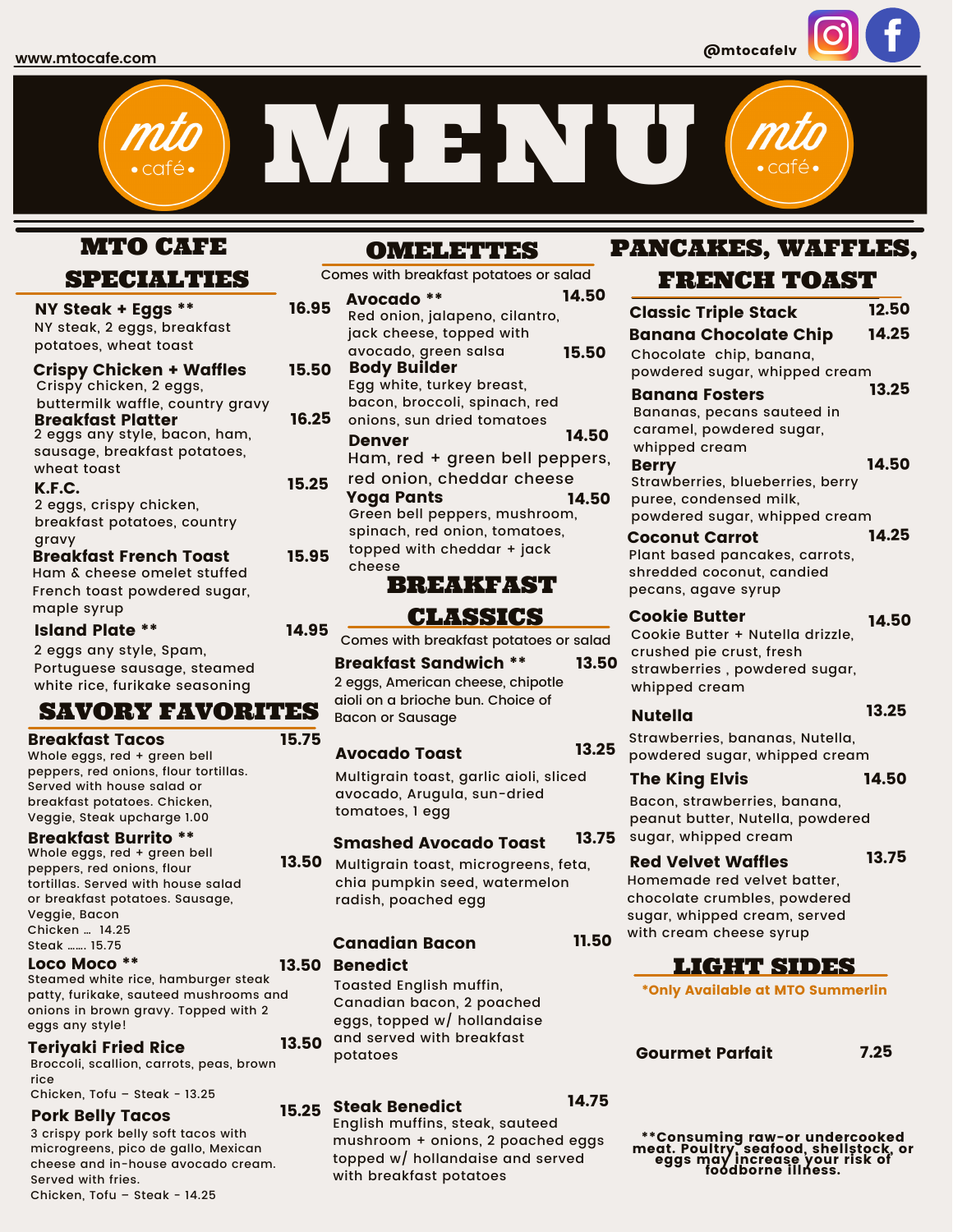www.mtocafe.com

@mtocafelv

# mto café MENU

## MTO CAFE SPECIALTIES

**NY Steak + Eggs \*\*** 16.95
NY steak, 2 eggs, breakfast potatoes, wheat toast

**Crispy Chicken + Waffles** 15.50
Crispy chicken, 2 eggs, buttermilk waffle, country gravy

**Breakfast Platter** 16.25
2 eggs any style, bacon, ham, sausage, breakfast potatoes, wheat toast

**K.F.C.** 15.25
2 eggs, crispy chicken, breakfast potatoes, country gravy

**Breakfast French Toast** 15.95
Ham & cheese omelet stuffed French toast powdered sugar, maple syrup

**Island Plate \*\*** 14.95
2 eggs any style, Spam, Portuguese sausage, steamed white rice, furikake seasoning

## SAVORY FAVORITES

**Breakfast Tacos** 15.75
Whole eggs, red + green bell peppers, red onions, flour tortillas. Served with house salad or breakfast potatoes. Chicken, Veggie, Steak upcharge 1.00

**Breakfast Burrito \*\*** 13.50
Whole eggs, red + green bell peppers, red onions, flour tortillas. Served with house salad or breakfast potatoes. Sausage, Veggie, Bacon
Chicken ... 14.25
Steak ...... 15.75

**Loco Moco \*\*** 13.50
Steamed white rice, hamburger steak patty, furikake, sauteed mushrooms and onions in brown gravy. Topped with 2 eggs any style!

**Teriyaki Fried Rice** 13.50
Broccoli, scallion, carrots, peas, brown rice
Chicken, Tofu – Steak - 13.25

**Pork Belly Tacos** 15.25
3 crispy pork belly soft tacos with microgreens, pico de gallo, Mexican cheese and in-house avocado cream. Served with fries.
Chicken, Tofu – Steak - 14.25

## OMELETTES

Comes with breakfast potatoes or salad

**Avocado \*\*** 14.50
Red onion, jalapeno, cilantro, jack cheese, topped with avocado, green salsa

**Body Builder** 15.50
Egg white, turkey breast, bacon, broccoli, spinach, red onions, sun dried tomatoes

**Denver** 14.50
Ham, red + green bell peppers, red onion, cheddar cheese

**Yoga Pants** 14.50
Green bell peppers, mushroom, spinach, red onion, tomatoes, topped with cheddar + jack cheese

## BREAKFAST CLASSICS

Comes with breakfast potatoes or salad

**Breakfast Sandwich \*\*** 13.50
2 eggs, American cheese, chipotle aioli on a brioche bun. Choice of Bacon or Sausage

**Avocado Toast** 13.25
Multigrain toast, garlic aioli, sliced avocado, Arugula, sun-dried tomatoes, 1 egg

**Smashed Avocado Toast** 13.75
Multigrain toast, microgreens, feta, chia pumpkin seed, watermelon radish, poached egg

**Canadian Bacon Benedict** 11.50
Toasted English muffin, Canadian bacon, 2 poached eggs, topped w/ hollandaise and served with breakfast potatoes

**Steak Benedict** 14.75
English muffins, steak, sauteed mushroom + onions, 2 poached eggs topped w/ hollandaise and served with breakfast potatoes

## PANCAKES, WAFFLES, FRENCH TOAST

**Classic Triple Stack** 12.50

**Banana Chocolate Chip** 14.25
Chocolate chip, banana, powdered sugar, whipped cream

**Banana Fosters** 13.25
Bananas, pecans sauteed in caramel, powdered sugar, whipped cream

**Berry** 14.50
Strawberries, blueberries, berry puree, condensed milk, powdered sugar, whipped cream

**Coconut Carrot** 14.25
Plant based pancakes, carrots, shredded coconut, candied pecans, agave syrup

**Cookie Butter** 14.50
Cookie Butter + Nutella drizzle, crushed pie crust, fresh strawberries , powdered sugar, whipped cream

**Nutella** 13.25
Strawberries, bananas, Nutella, powdered sugar, whipped cream

**The King Elvis** 14.50
Bacon, strawberries, banana, peanut butter, Nutella, powdered sugar, whipped cream

**Red Velvet Waffles** 13.75
Homemade red velvet batter, chocolate crumbles, powdered sugar, whipped cream, served with cream cheese syrup

## LIGHT SIDES

*Only Available at MTO Summerlin

**Gourmet Parfait** 7.25

**\*\*Consuming raw-or undercooked meat. Poultry, seafood, shellstock, or eggs may increase your risk of foodborne illness.**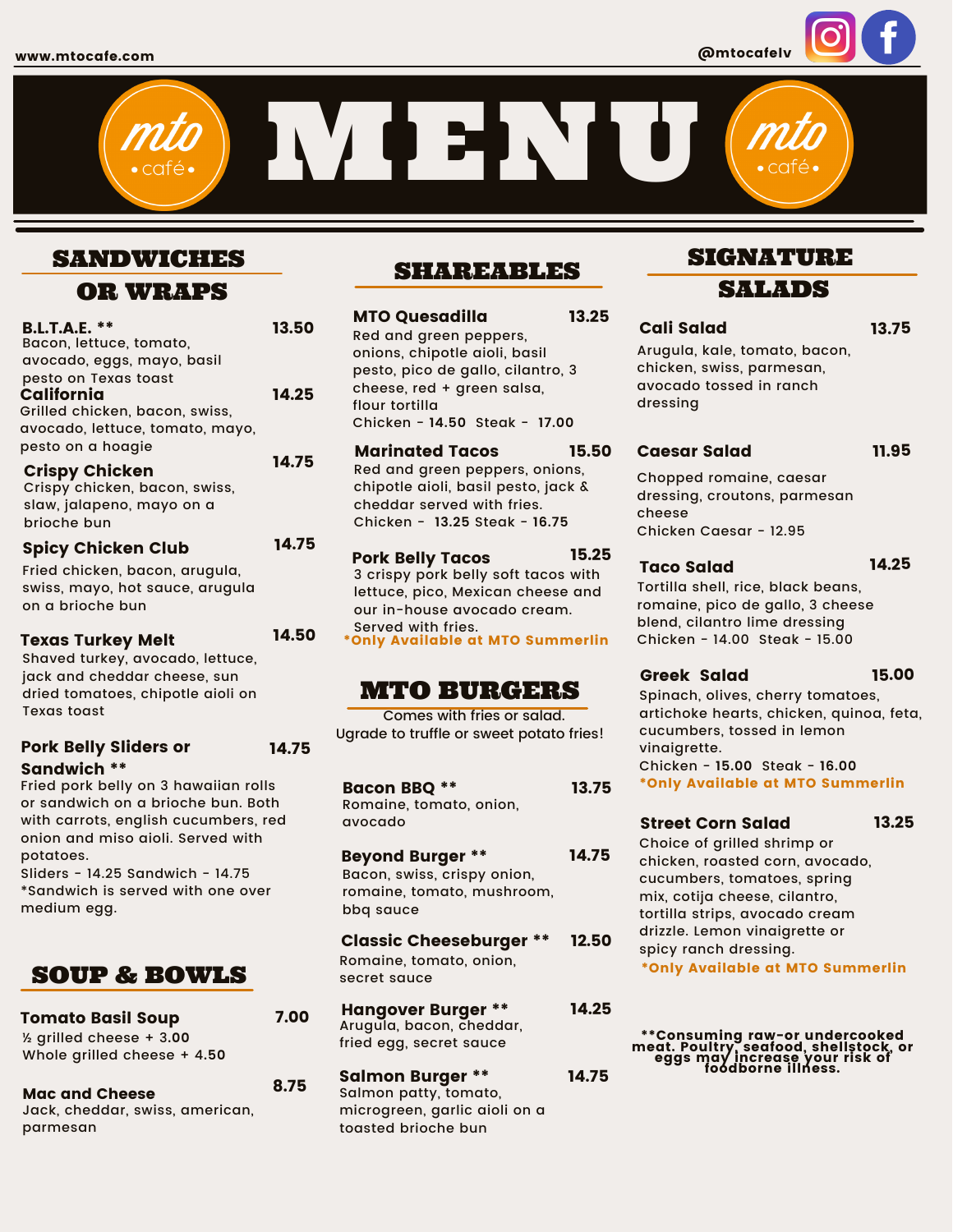www.mtocafe.com

@mtocafelv

# MENU

## SANDWICHES OR WRAPS

**B.L.T.A.E. ** 13.50**
Bacon, lettuce, tomato, avocado, eggs, mayo, basil pesto on Texas toast

**California 14.25**
Grilled chicken, bacon, swiss, avocado, lettuce, tomato, mayo, pesto on a hoagie

**Crispy Chicken 14.75**
Crispy chicken, bacon, swiss, slaw, jalapeno, mayo on a brioche bun

**Spicy Chicken Club 14.75**
Fried chicken, bacon, arugula, swiss, mayo, hot sauce, arugula on a brioche bun

**Texas Turkey Melt 14.50**
Shaved turkey, avocado, lettuce, jack and cheddar cheese, sun dried tomatoes, chipotle aioli on Texas toast

**Pork Belly Sliders or Sandwich ** 14.75**
Fried pork belly on 3 hawaiian rolls or sandwich on a brioche bun. Both with carrots, english cucumbers, red onion and miso aioli. Served with potatoes.
Sliders - 14.25 Sandwich - 14.75
*Sandwich is served with one over medium egg.

## SOUP & BOWLS

**Tomato Basil Soup 7.00**
½ grilled cheese + 3.00
Whole grilled cheese + 4.50

**Mac and Cheese 8.75**
Jack, cheddar, swiss, american, parmesan

## SHAREABLES

**MTO Quesadilla 13.25**
Red and green peppers, onions, chipotle aioli, basil pesto, pico de gallo, cilantro, 3 cheese, red + green salsa, flour tortilla
Chicken - 14.50 Steak - 17.00

**Marinated Tacos 15.50**
Red and green peppers, onions, chipotle aioli, basil pesto, jack & cheddar served with fries.
Chicken - 13.25 Steak - 16.75

**Pork Belly Tacos 15.25**
3 crispy pork belly soft tacos with lettuce, pico, Mexican cheese and our in-house avocado cream. Served with fries.
*Only Available at MTO Summerlin

## MTO BURGERS

Comes with fries or salad.
Ugrade to truffle or sweet potato fries!

**Bacon BBQ ** 13.75**
Romaine, tomato, onion, avocado

**Beyond Burger ** 14.75**
Bacon, swiss, crispy onion, romaine, tomato, mushroom, bbq sauce

**Classic Cheeseburger ** 12.50**
Romaine, tomato, onion, secret sauce

**Hangover Burger ** 14.25**
Arugula, bacon, cheddar, fried egg, secret sauce

**Salmon Burger ** 14.75**
Salmon patty, tomato, microgreen, garlic aioli on a toasted brioche bun

## SIGNATURE SALADS

**Cali Salad 13.75**
Arugula, kale, tomato, bacon, chicken, swiss, parmesan, avocado tossed in ranch dressing

**Caesar Salad 11.95**
Chopped romaine, caesar dressing, croutons, parmesan cheese
Chicken Caesar - 12.95

**Taco Salad 14.25**
Tortilla shell, rice, black beans, romaine, pico de gallo, 3 cheese blend, cilantro lime dressing
Chicken - 14.00 Steak - 15.00

**Greek Salad 15.00**
Spinach, olives, cherry tomatoes, artichoke hearts, chicken, quinoa, feta, cucumbers, tossed in lemon vinaigrette.
Chicken - 15.00 Steak - 16.00
*Only Available at MTO Summerlin

**Street Corn Salad 13.25**
Choice of grilled shrimp or chicken, roasted corn, avocado, cucumbers, tomatoes, spring mix, cotija cheese, cilantro, tortilla strips, avocado cream drizzle. Lemon vinaigrette or spicy ranch dressing.
*Only Available at MTO Summerlin

**Consuming raw or undercooked meat. Poultry, seafood, shellstock, or eggs may increase your risk of foodborne illness.